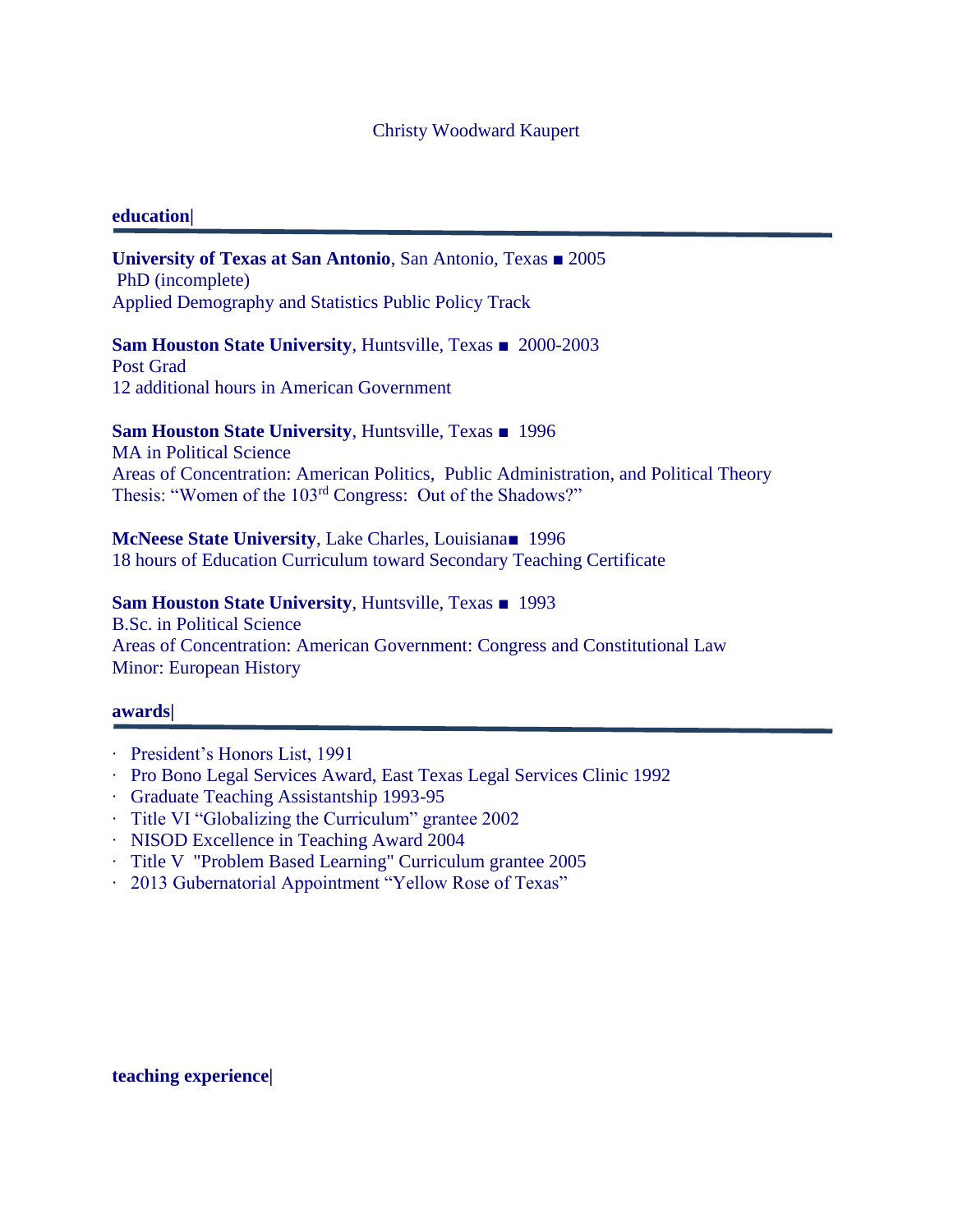Christy Woodward Kaupert

## education|

**University of Texas at San Antonio**, San Antonio, Texas ■ 2005
PhD (incomplete)
Applied Demography and Statistics Public Policy Track

**Sam Houston State University**, Huntsville, Texas ■ 2000-2003
Post Grad
12 additional hours in American Government

**Sam Houston State University**, Huntsville, Texas ■ 1996
MA in Political Science
Areas of Concentration: American Politics, Public Administration, and Political Theory
Thesis: "Women of the 103rd Congress: Out of the Shadows?"

**McNeese State University**, Lake Charles, Louisiana■ 1996
18 hours of Education Curriculum toward Secondary Teaching Certificate

**Sam Houston State University**, Huntsville, Texas ■ 1993
B.Sc. in Political Science
Areas of Concentration: American Government: Congress and Constitutional Law
Minor: European History

## awards|

- President's Honors List, 1991
- Pro Bono Legal Services Award, East Texas Legal Services Clinic 1992
- Graduate Teaching Assistantship 1993-95
- Title VI "Globalizing the Curriculum" grantee 2002
- NISOD Excellence in Teaching Award 2004
- Title V "Problem Based Learning" Curriculum grantee 2005
- 2013 Gubernatorial Appointment "Yellow Rose of Texas"

## teaching experience|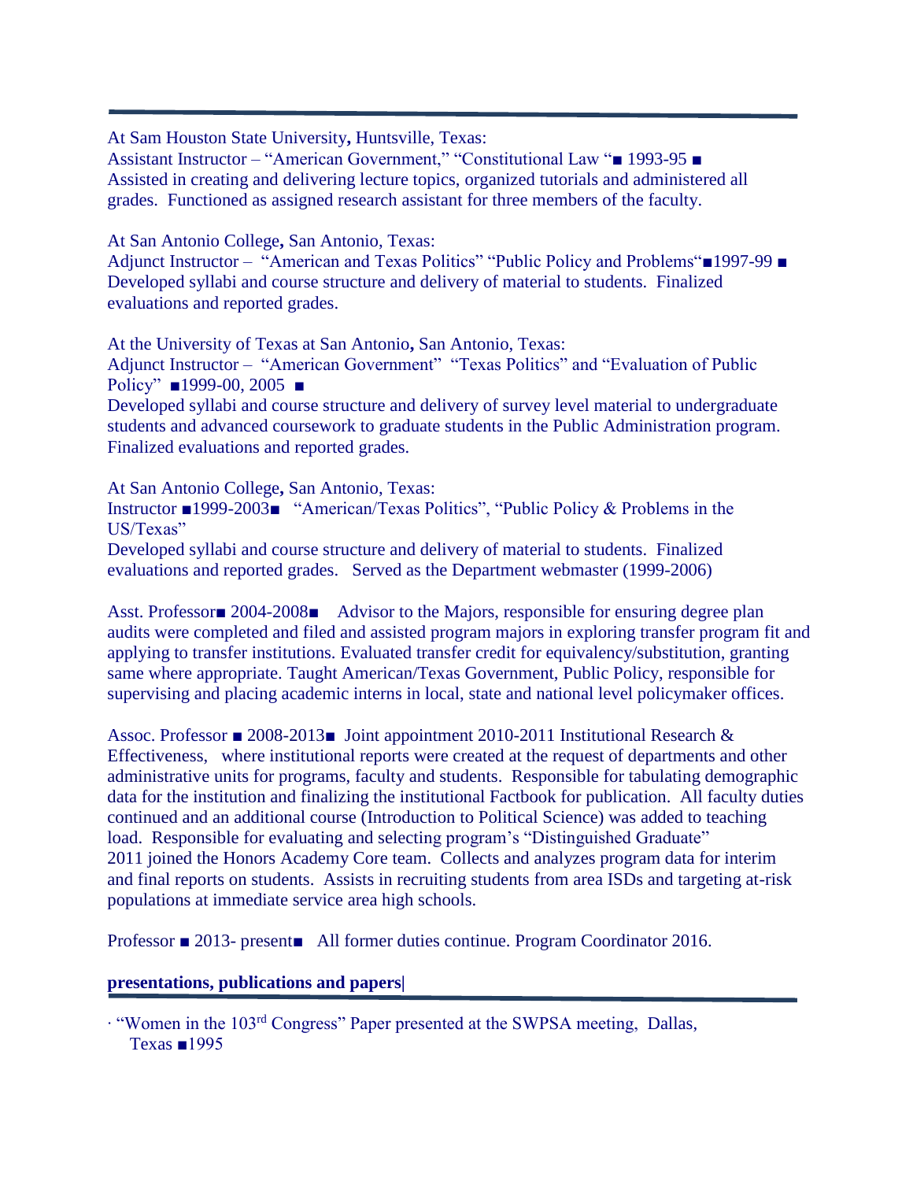At Sam Houston State University**,** Huntsville, Texas:
Assistant Instructor – "American Government," "Constitutional Law "■ 1993-95 ■
Assisted in creating and delivering lecture topics, organized tutorials and administered all grades. Functioned as assigned research assistant for three members of the faculty.

At San Antonio College**,** San Antonio, Texas:
Adjunct Instructor – "American and Texas Politics" "Public Policy and Problems"■1997-99 ■
Developed syllabi and course structure and delivery of material to students. Finalized evaluations and reported grades.

At the University of Texas at San Antonio**,** San Antonio, Texas:
Adjunct Instructor – "American Government" "Texas Politics" and "Evaluation of Public Policy" ■1999-00, 2005 ■
Developed syllabi and course structure and delivery of survey level material to undergraduate students and advanced coursework to graduate students in the Public Administration program. Finalized evaluations and reported grades.

At San Antonio College**,** San Antonio, Texas:
Instructor ■1999-2003■ "American/Texas Politics", "Public Policy & Problems in the US/Texas"
Developed syllabi and course structure and delivery of material to students. Finalized evaluations and reported grades. Served as the Department webmaster (1999-2006)

Asst. Professor■ 2004-2008■ Advisor to the Majors, responsible for ensuring degree plan audits were completed and filed and assisted program majors in exploring transfer program fit and applying to transfer institutions. Evaluated transfer credit for equivalency/substitution, granting same where appropriate. Taught American/Texas Government, Public Policy, responsible for supervising and placing academic interns in local, state and national level policymaker offices.

Assoc. Professor ■ 2008-2013■ Joint appointment 2010-2011 Institutional Research & Effectiveness, where institutional reports were created at the request of departments and other administrative units for programs, faculty and students. Responsible for tabulating demographic data for the institution and finalizing the institutional Factbook for publication. All faculty duties continued and an additional course (Introduction to Political Science) was added to teaching load. Responsible for evaluating and selecting program's "Distinguished Graduate"
2011 joined the Honors Academy Core team. Collects and analyzes program data for interim and final reports on students. Assists in recruiting students from area ISDs and targeting at-risk populations at immediate service area high schools.

Professor ■ 2013- present■ All former duties continue. Program Coordinator 2016.

**presentations, publications and papers|**

- "Women in the 103rd Congress" Paper presented at the SWPSA meeting, Dallas, Texas ■1995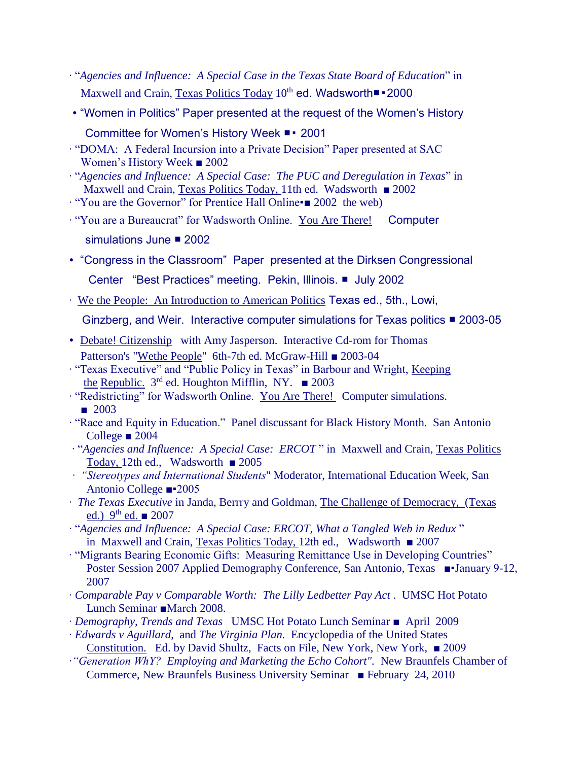- "*Agencies and Influence: A Special Case in the Texas State Board of Education*" in Maxwell and Crain, Texas Politics Today 10th ed. Wadsworth ■ ▪ 2000
- "Women in Politics" Paper presented at the request of the Women's History Committee for Women's History Week ■ ▪ 2001
- "DOMA: A Federal Incursion into a Private Decision" Paper presented at SAC Women's History Week ■ 2002
- "*Agencies and Influence: A Special Case: The PUC and Deregulation in Texas*" in Maxwell and Crain, Texas Politics Today, 11th ed. Wadsworth ■ 2002
- "You are the Governor" for Prentice Hall Online▪■ 2002 the web)
- "You are a Bureaucrat" for Wadsworth Online. You Are There! Computer simulations June ■ 2002
- "Congress in the Classroom" Paper presented at the Dirksen Congressional Center "Best Practices" meeting. Pekin, Illinois. ■ July 2002
- We the People: An Introduction to American Politics Texas ed., 5th., Lowi, Ginzberg, and Weir. Interactive computer simulations for Texas politics ■ 2003-05
- Debate! Citizenship with Amy Jasperson. Interactive Cd-rom for Thomas Patterson's "Wethe People" 6th-7th ed. McGraw-Hill ■ 2003-04
- "Texas Executive" and "Public Policy in Texas" in Barbour and Wright, Keeping the Republic. 3rd ed. Houghton Mifflin, NY. ■ 2003
- "Redistricting" for Wadsworth Online. You Are There! Computer simulations. ■ 2003
- "Race and Equity in Education." Panel discussant for Black History Month. San Antonio College ■ 2004
- "*Agencies and Influence: A Special Case: ERCOT* " in Maxwell and Crain, Texas Politics Today, 12th ed., Wadsworth ■ 2005
- *"Stereotypes and International Students*" Moderator, International Education Week, San Antonio College ■▪2005
- *The Texas Executive* in Janda, Berrry and Goldman, The Challenge of Democracy, (Texas ed.) 9th ed. ■ 2007
- "*Agencies and Influence: A Special Case: ERCOT, What a Tangled Web in Redux* " in Maxwell and Crain, Texas Politics Today, 12th ed., Wadsworth ■ 2007
- "Migrants Bearing Economic Gifts: Measuring Remittance Use in Developing Countries" Poster Session 2007 Applied Demography Conference, San Antonio, Texas ■▪January 9-12, 2007
- *Comparable Pay v Comparable Worth: The Lilly Ledbetter Pay Act* . UMSC Hot Potato Lunch Seminar ■March 2008.
- *Demography, Trends and Texas* UMSC Hot Potato Lunch Seminar ■ April 2009
- *Edwards v Aguillard*, and *The Virginia Plan.* Encyclopedia of the United States Constitution. Ed. by David Shultz, Facts on File, New York, New York, ■ 2009
- *"Generation WhY? Employing and Marketing the Echo Cohort".* New Braunfels Chamber of Commerce, New Braunfels Business University Seminar ■ February 24, 2010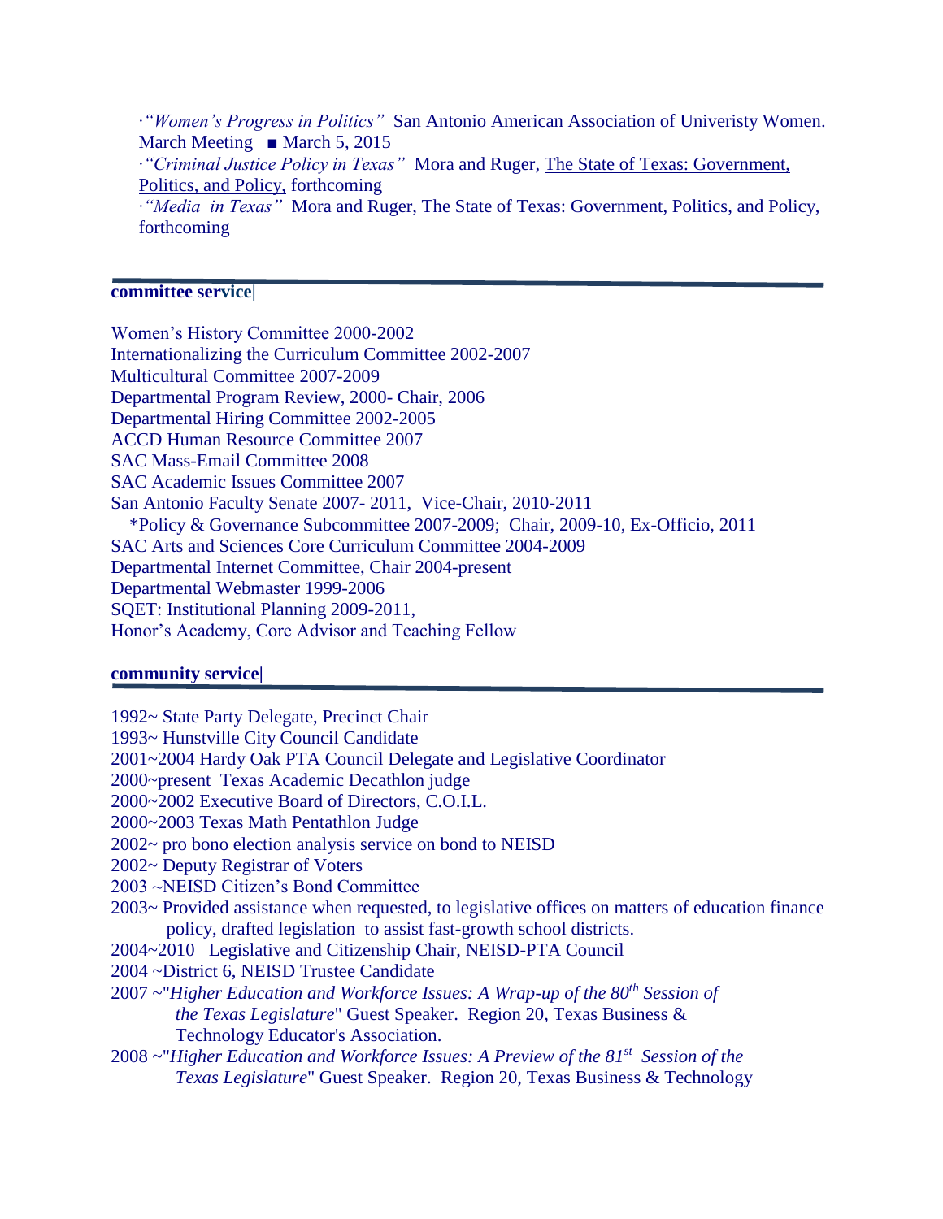·*"Women's Progress in Politics"* San Antonio American Association of Univeristy Women. March Meeting ■ March 5, 2015

·*"Criminal Justice Policy in Texas"* Mora and Ruger, The State of Texas: Government, Politics, and Policy, forthcoming

·*"Media in Texas"* Mora and Ruger, The State of Texas: Government, Politics, and Policy, forthcoming

## committee service|

Women's History Committee 2000-2002
Internationalizing the Curriculum Committee 2002-2007
Multicultural Committee 2007-2009
Departmental Program Review, 2000- Chair, 2006
Departmental Hiring Committee 2002-2005
ACCD Human Resource Committee 2007
SAC Mass-Email Committee 2008
SAC Academic Issues Committee 2007
San Antonio Faculty Senate 2007- 2011, Vice-Chair, 2010-2011
  *Policy & Governance Subcommittee 2007-2009; Chair, 2009-10, Ex-Officio, 2011
SAC Arts and Sciences Core Curriculum Committee 2004-2009
Departmental Internet Committee, Chair 2004-present
Departmental Webmaster 1999-2006
SQET: Institutional Planning 2009-2011,
Honor's Academy, Core Advisor and Teaching Fellow

## community service|

1992~ State Party Delegate, Precinct Chair
1993~ Hunstville City Council Candidate
2001~2004 Hardy Oak PTA Council Delegate and Legislative Coordinator
2000~present Texas Academic Decathlon judge
2000~2002 Executive Board of Directors, C.O.I.L.
2000~2003 Texas Math Pentathlon Judge
2002~ pro bono election analysis service on bond to NEISD
2002~ Deputy Registrar of Voters
2003 ~NEISD Citizen's Bond Committee
2003~ Provided assistance when requested, to legislative offices on matters of education finance policy, drafted legislation to assist fast-growth school districts.
2004~2010 Legislative and Citizenship Chair, NEISD-PTA Council
2004 ~District 6, NEISD Trustee Candidate
2007 ~"*Higher Education and Workforce Issues: A Wrap-up of the 80th Session of the Texas Legislature*" Guest Speaker. Region 20, Texas Business & Technology Educator's Association.
2008 ~"*Higher Education and Workforce Issues: A Preview of the 81st Session of the Texas Legislature*" Guest Speaker. Region 20, Texas Business & Technology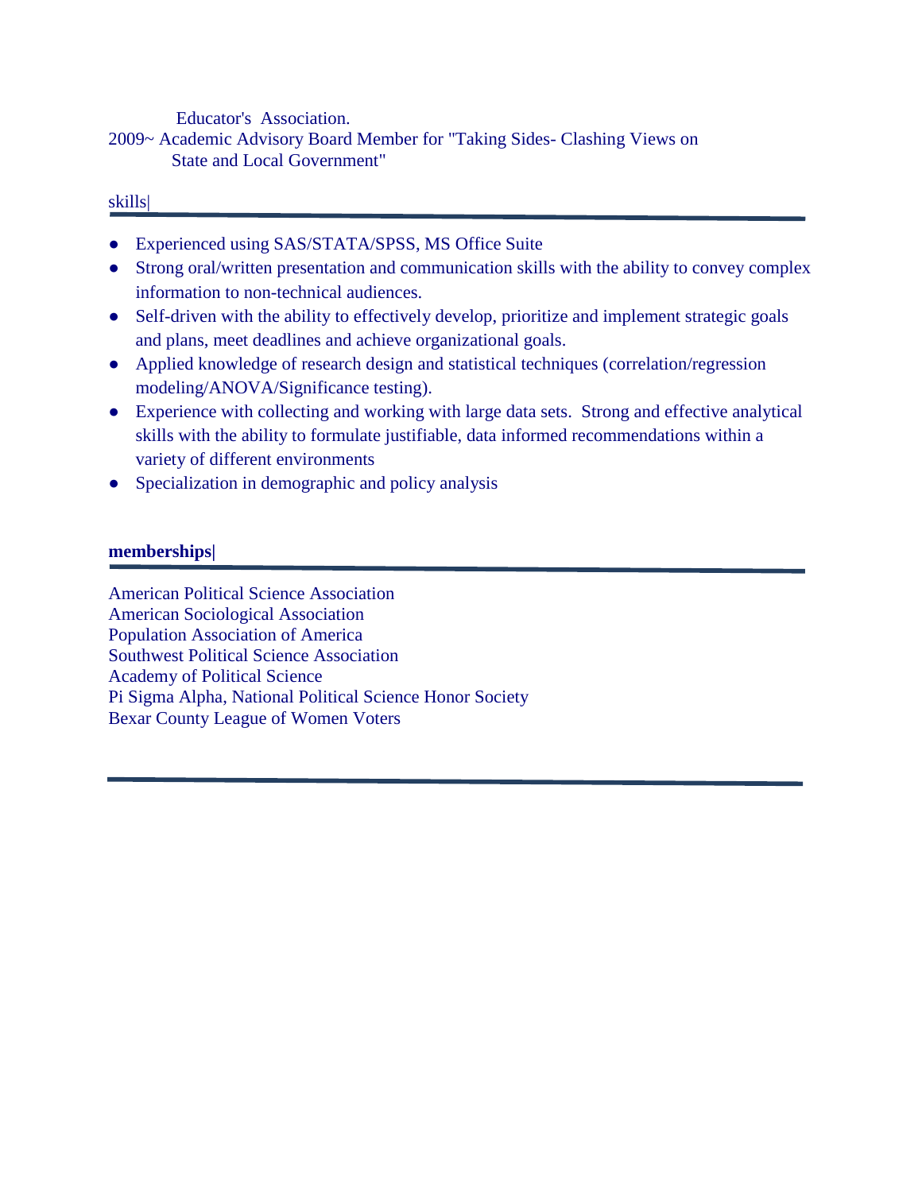Educator's Association.

2009~ Academic Advisory Board Member for "Taking Sides- Clashing Views on State and Local Government"

## skills|

- Experienced using SAS/STATA/SPSS, MS Office Suite
- Strong oral/written presentation and communication skills with the ability to convey complex information to non-technical audiences.
- Self-driven with the ability to effectively develop, prioritize and implement strategic goals and plans, meet deadlines and achieve organizational goals.
- Applied knowledge of research design and statistical techniques (correlation/regression modeling/ANOVA/Significance testing).
- Experience with collecting and working with large data sets. Strong and effective analytical skills with the ability to formulate justifiable, data informed recommendations within a variety of different environments
- Specialization in demographic and policy analysis

## memberships|

American Political Science Association
American Sociological Association
Population Association of America
Southwest Political Science Association
Academy of Political Science
Pi Sigma Alpha, National Political Science Honor Society
Bexar County League of Women Voters